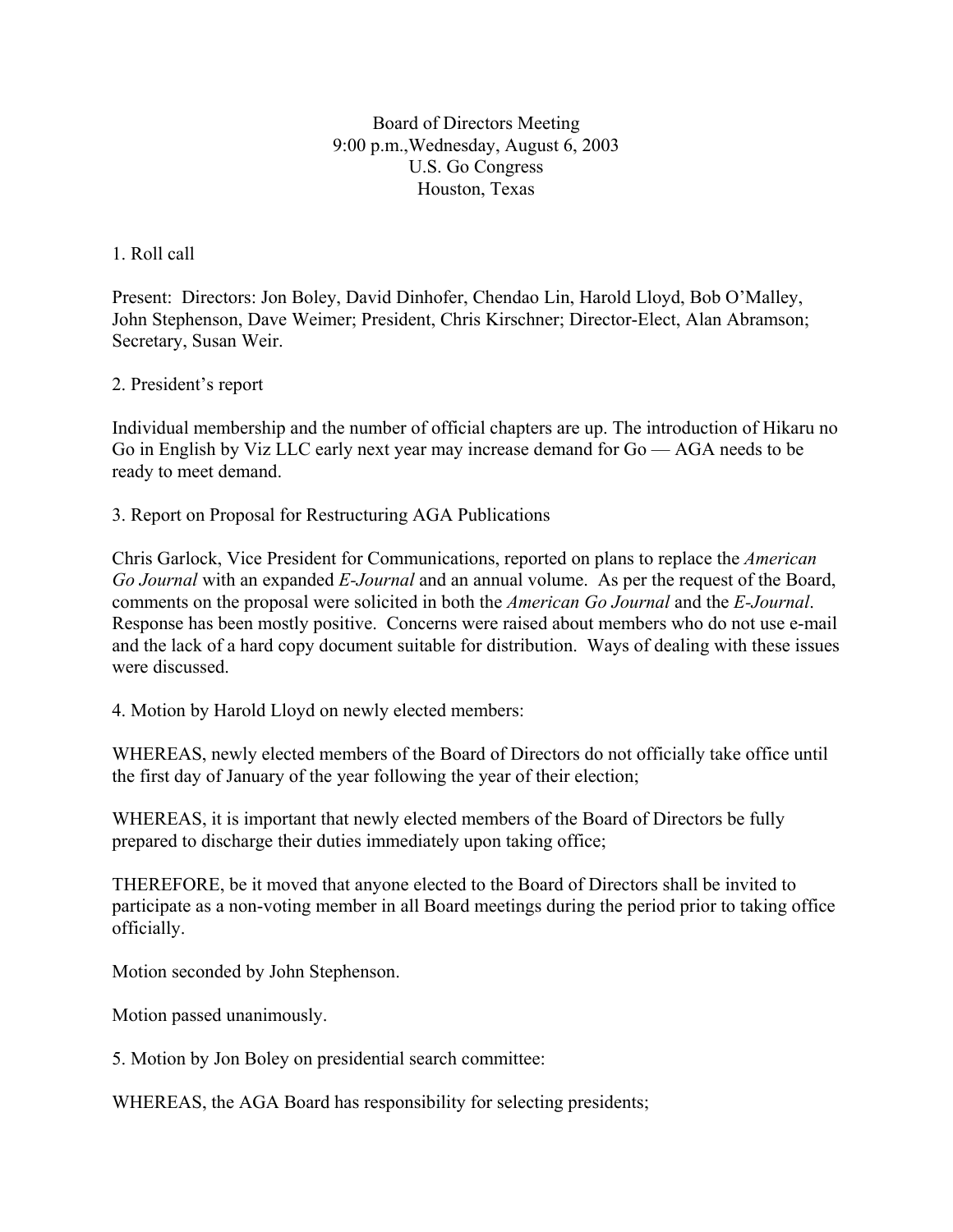Board of Directors Meeting
9:00 p.m.,Wednesday, August 6, 2003
U.S. Go Congress
Houston, Texas

1. Roll call

Present: Directors: Jon Boley, David Dinhofer, Chendao Lin, Harold Lloyd, Bob O'Malley, John Stephenson, Dave Weimer; President, Chris Kirschner; Director-Elect, Alan Abramson; Secretary, Susan Weir.

2. President's report

Individual membership and the number of official chapters are up. The introduction of Hikaru no Go in English by Viz LLC early next year may increase demand for Go — AGA needs to be ready to meet demand.

3. Report on Proposal for Restructuring AGA Publications

Chris Garlock, Vice President for Communications, reported on plans to replace the *American Go Journal* with an expanded *E-Journal* and an annual volume. As per the request of the Board, comments on the proposal were solicited in both the *American Go Journal* and the *E-Journal*. Response has been mostly positive. Concerns were raised about members who do not use e-mail and the lack of a hard copy document suitable for distribution. Ways of dealing with these issues were discussed.

4. Motion by Harold Lloyd on newly elected members:

WHEREAS, newly elected members of the Board of Directors do not officially take office until the first day of January of the year following the year of their election;

WHEREAS, it is important that newly elected members of the Board of Directors be fully prepared to discharge their duties immediately upon taking office;

THEREFORE, be it moved that anyone elected to the Board of Directors shall be invited to participate as a non-voting member in all Board meetings during the period prior to taking office officially.

Motion seconded by John Stephenson.

Motion passed unanimously.

5. Motion by Jon Boley on presidential search committee:

WHEREAS, the AGA Board has responsibility for selecting presidents;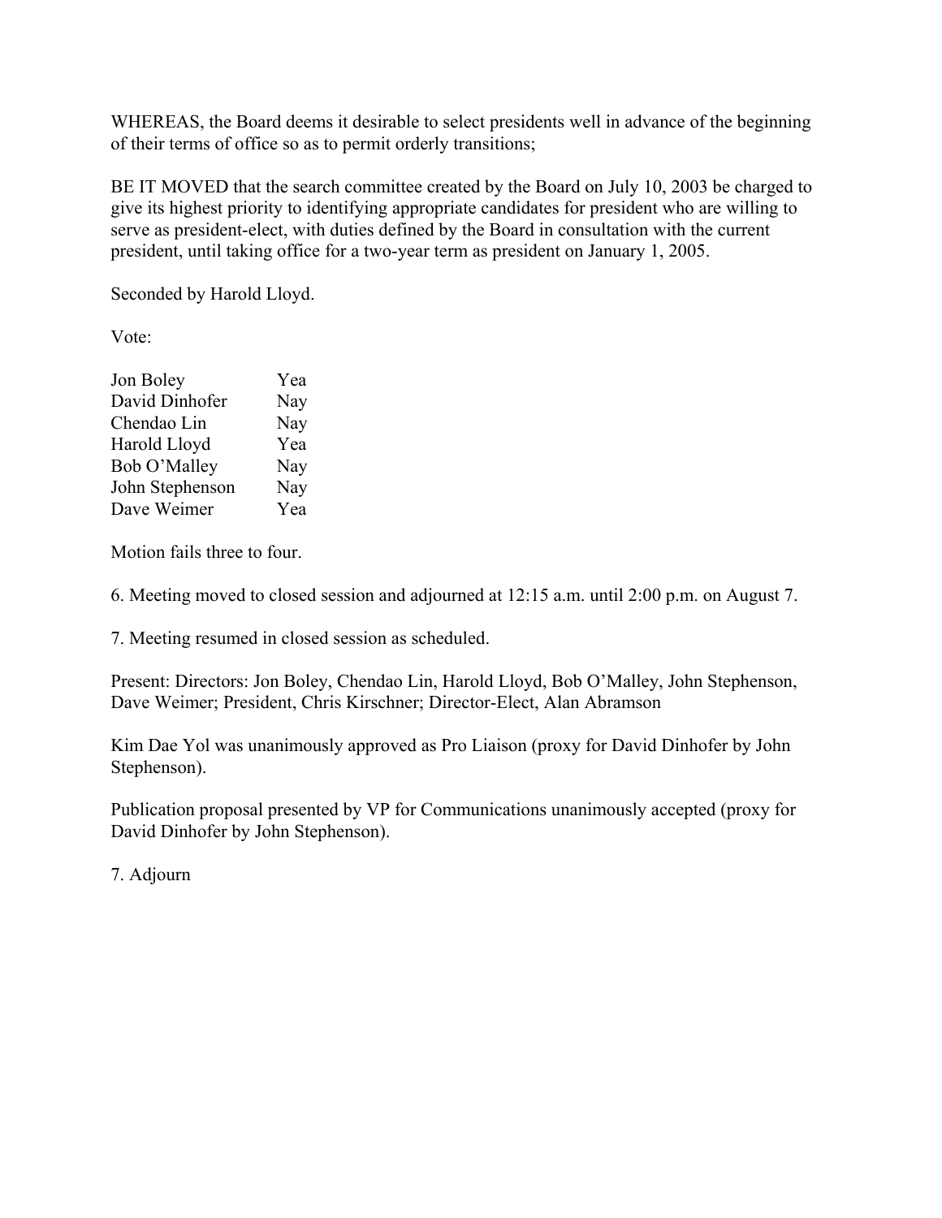WHEREAS, the Board deems it desirable to select presidents well in advance of the beginning of their terms of office so as to permit orderly transitions;

BE IT MOVED that the search committee created by the Board on July 10, 2003 be charged to give its highest priority to identifying appropriate candidates for president who are willing to serve as president-elect, with duties defined by the Board in consultation with the current president, until taking office for a two-year term as president on January 1, 2005.

Seconded by Harold Lloyd.

Vote:

| | |
|---|---|
| Jon Boley | Yea |
| David Dinhofer | Nay |
| Chendao Lin | Nay |
| Harold Lloyd | Yea |
| Bob O'Malley | Nay |
| John Stephenson | Nay |
| Dave Weimer | Yea |

Motion fails three to four.

6. Meeting moved to closed session and adjourned at 12:15 a.m. until 2:00 p.m. on August 7.

7. Meeting resumed in closed session as scheduled.

Present: Directors: Jon Boley, Chendao Lin, Harold Lloyd, Bob O'Malley, John Stephenson, Dave Weimer; President, Chris Kirschner; Director-Elect, Alan Abramson

Kim Dae Yol was unanimously approved as Pro Liaison (proxy for David Dinhofer by John Stephenson).

Publication proposal presented by VP for Communications unanimously accepted (proxy for David Dinhofer by John Stephenson).

7. Adjourn